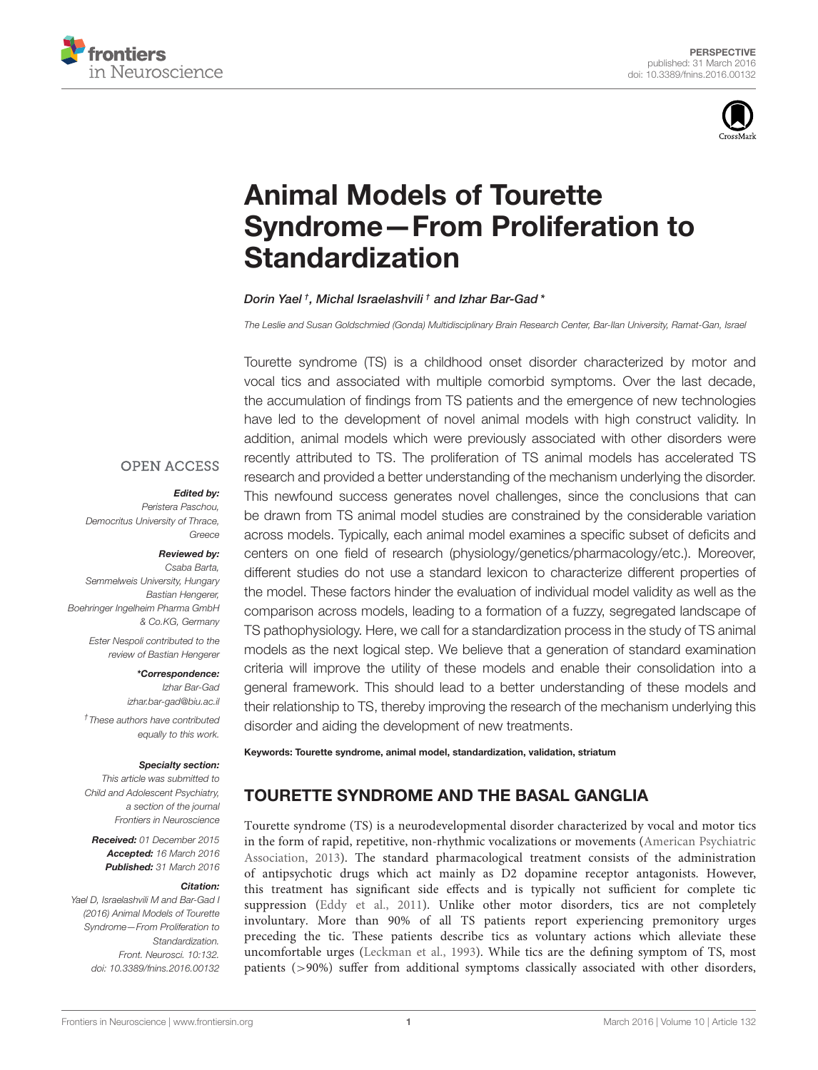PERSPECTIVE
published: 31 March 2016
doi: 10.3389/fnins.2016.00132

# Animal Models of Tourette Syndrome—From Proliferation to Standardization

*Dorin Yael [†], Michal Israelashvili [†] and Izhar Bar-Gad **

*The Leslie and Susan Goldschmied (Gonda) Multidisciplinary Brain Research Center, Bar-Ilan University, Ramat-Gan, Israel*

OPEN ACCESS

***Edited by:***
*Peristera Paschou, Democritus University of Thrace, Greece*

***Reviewed by:***
*Csaba Barta, Semmelweis University, Hungary*
*Bastian Hengerer, Boehringer Ingelheim Pharma GmbH & Co.KG, Germany*

*Ester Nespoli contributed to the review of Bastian Hengerer*

***Correspondence:***
*Izhar Bar-Gad*
*izhar.bar-gad@biu.ac.il*

*[†] These authors have contributed equally to this work.*

***Specialty section:***
*This article was submitted to Child and Adolescent Psychiatry, a section of the journal Frontiers in Neuroscience*

***Received:*** *01 December 2015*
***Accepted:*** *16 March 2016*
***Published:*** *31 March 2016*

***Citation:***
*Yael D, Israelashvili M and Bar-Gad I (2016) Animal Models of Tourette Syndrome—From Proliferation to Standardization. Front. Neurosci. 10:132. doi: 10.3389/fnins.2016.00132*

Tourette syndrome (TS) is a childhood onset disorder characterized by motor and vocal tics and associated with multiple comorbid symptoms. Over the last decade, the accumulation of findings from TS patients and the emergence of new technologies have led to the development of novel animal models with high construct validity. In addition, animal models which were previously associated with other disorders were recently attributed to TS. The proliferation of TS animal models has accelerated TS research and provided a better understanding of the mechanism underlying the disorder. This newfound success generates novel challenges, since the conclusions that can be drawn from TS animal model studies are constrained by the considerable variation across models. Typically, each animal model examines a specific subset of deficits and centers on one field of research (physiology/genetics/pharmacology/etc.). Moreover, different studies do not use a standard lexicon to characterize different properties of the model. These factors hinder the evaluation of individual model validity as well as the comparison across models, leading to a formation of a fuzzy, segregated landscape of TS pathophysiology. Here, we call for a standardization process in the study of TS animal models as the next logical step. We believe that a generation of standard examination criteria will improve the utility of these models and enable their consolidation into a general framework. This should lead to a better understanding of these models and their relationship to TS, thereby improving the research of the mechanism underlying this disorder and aiding the development of new treatments.

**Keywords: Tourette syndrome, animal model, standardization, validation, striatum**

## TOURETTE SYNDROME AND THE BASAL GANGLIA

Tourette syndrome (TS) is a neurodevelopmental disorder characterized by vocal and motor tics in the form of rapid, repetitive, non-rhythmic vocalizations or movements (American Psychiatric Association, 2013). The standard pharmacological treatment consists of the administration of antipsychotic drugs which act mainly as D2 dopamine receptor antagonists. However, this treatment has significant side effects and is typically not sufficient for complete tic suppression (Eddy et al., 2011). Unlike other motor disorders, tics are not completely involuntary. More than 90% of all TS patients report experiencing premonitory urges preceding the tic. These patients describe tics as voluntary actions which alleviate these uncomfortable urges (Leckman et al., 1993). While tics are the defining symptom of TS, most patients (>90%) suffer from additional symptoms classically associated with other disorders,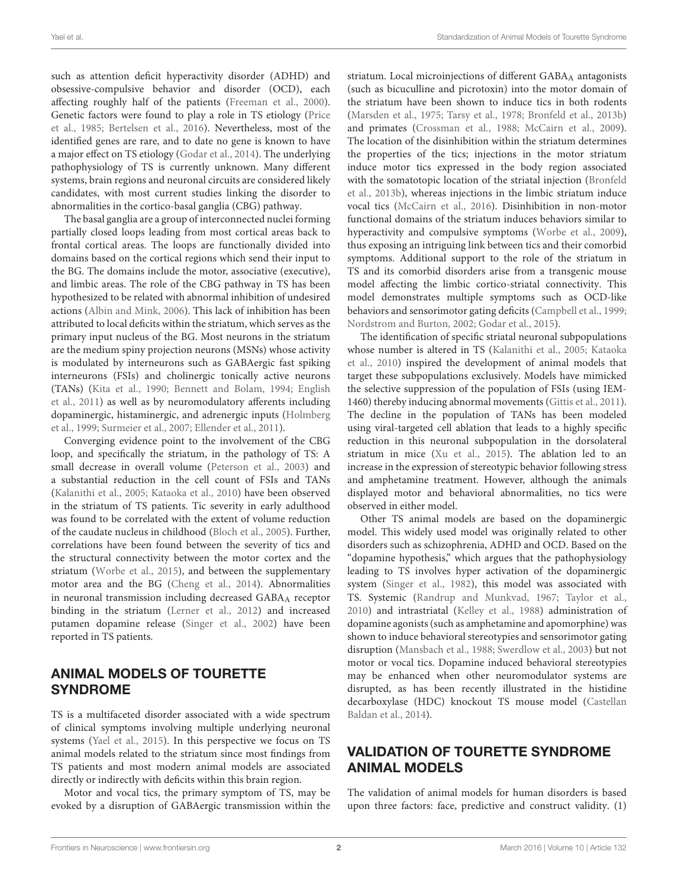such as attention deficit hyperactivity disorder (ADHD) and obsessive-compulsive behavior and disorder (OCD), each affecting roughly half of the patients (Freeman et al., 2000). Genetic factors were found to play a role in TS etiology (Price et al., 1985; Bertelsen et al., 2016). Nevertheless, most of the identified genes are rare, and to date no gene is known to have a major effect on TS etiology (Godar et al., 2014). The underlying pathophysiology of TS is currently unknown. Many different systems, brain regions and neuronal circuits are considered likely candidates, with most current studies linking the disorder to abnormalities in the cortico-basal ganglia (CBG) pathway.

The basal ganglia are a group of interconnected nuclei forming partially closed loops leading from most cortical areas back to frontal cortical areas. The loops are functionally divided into domains based on the cortical regions which send their input to the BG. The domains include the motor, associative (executive), and limbic areas. The role of the CBG pathway in TS has been hypothesized to be related with abnormal inhibition of undesired actions (Albin and Mink, 2006). This lack of inhibition has been attributed to local deficits within the striatum, which serves as the primary input nucleus of the BG. Most neurons in the striatum are the medium spiny projection neurons (MSNs) whose activity is modulated by interneurons such as GABAergic fast spiking interneurons (FSIs) and cholinergic tonically active neurons (TANs) (Kita et al., 1990; Bennett and Bolam, 1994; English et al., 2011) as well as by neuromodulatory afferents including dopaminergic, histaminergic, and adrenergic inputs (Holmberg et al., 1999; Surmeier et al., 2007; Ellender et al., 2011).

Converging evidence point to the involvement of the CBG loop, and specifically the striatum, in the pathology of TS: A small decrease in overall volume (Peterson et al., 2003) and a substantial reduction in the cell count of FSIs and TANs (Kalanithi et al., 2005; Kataoka et al., 2010) have been observed in the striatum of TS patients. Tic severity in early adulthood was found to be correlated with the extent of volume reduction of the caudate nucleus in childhood (Bloch et al., 2005). Further, correlations have been found between the severity of tics and the structural connectivity between the motor cortex and the striatum (Worbe et al., 2015), and between the supplementary motor area and the BG (Cheng et al., 2014). Abnormalities in neuronal transmission including decreased $GABA_A$ receptor binding in the striatum (Lerner et al., 2012) and increased putamen dopamine release (Singer et al., 2002) have been reported in TS patients.

## ANIMAL MODELS OF TOURETTE SYNDROME

TS is a multifaceted disorder associated with a wide spectrum of clinical symptoms involving multiple underlying neuronal systems (Yael et al., 2015). In this perspective we focus on TS animal models related to the striatum since most findings from TS patients and most modern animal models are associated directly or indirectly with deficits within this brain region.

Motor and vocal tics, the primary symptom of TS, may be evoked by a disruption of GABAergic transmission within the striatum. Local microinjections of different $GABA_A$ antagonists (such as bicuculline and picrotoxin) into the motor domain of the striatum have been shown to induce tics in both rodents (Marsden et al., 1975; Tarsy et al., 1978; Bronfeld et al., 2013b) and primates (Crossman et al., 1988; McCairn et al., 2009). The location of the disinhibition within the striatum determines the properties of the tics; injections in the motor striatum induce motor tics expressed in the body region associated with the somatotopic location of the striatal injection (Bronfeld et al., 2013b), whereas injections in the limbic striatum induce vocal tics (McCairn et al., 2016). Disinhibition in non-motor functional domains of the striatum induces behaviors similar to hyperactivity and compulsive symptoms (Worbe et al., 2009), thus exposing an intriguing link between tics and their comorbid symptoms. Additional support to the role of the striatum in TS and its comorbid disorders arise from a transgenic mouse model affecting the limbic cortico-striatal connectivity. This model demonstrates multiple symptoms such as OCD-like behaviors and sensorimotor gating deficits (Campbell et al., 1999; Nordstrom and Burton, 2002; Godar et al., 2015).

The identification of specific striatal neuronal subpopulations whose number is altered in TS (Kalanithi et al., 2005; Kataoka et al., 2010) inspired the development of animal models that target these subpopulations exclusively. Models have mimicked the selective suppression of the population of FSIs (using IEM-1460) thereby inducing abnormal movements (Gittis et al., 2011). The decline in the population of TANs has been modeled using viral-targeted cell ablation that leads to a highly specific reduction in this neuronal subpopulation in the dorsolateral striatum in mice (Xu et al., 2015). The ablation led to an increase in the expression of stereotypic behavior following stress and amphetamine treatment. However, although the animals displayed motor and behavioral abnormalities, no tics were observed in either model.

Other TS animal models are based on the dopaminergic model. This widely used model was originally related to other disorders such as schizophrenia, ADHD and OCD. Based on the "dopamine hypothesis," which argues that the pathophysiology leading to TS involves hyper activation of the dopaminergic system (Singer et al., 1982), this model was associated with TS. Systemic (Randrup and Munkvad, 1967; Taylor et al., 2010) and intrastriatal (Kelley et al., 1988) administration of dopamine agonists (such as amphetamine and apomorphine) was shown to induce behavioral stereotypies and sensorimotor gating disruption (Mansbach et al., 1988; Swerdlow et al., 2003) but not motor or vocal tics. Dopamine induced behavioral stereotypies may be enhanced when other neuromodulator systems are disrupted, as has been recently illustrated in the histidine decarboxylase (HDC) knockout TS mouse model (Castellan Baldan et al., 2014).

## VALIDATION OF TOURETTE SYNDROME ANIMAL MODELS

The validation of animal models for human disorders is based upon three factors: face, predictive and construct validity. (1)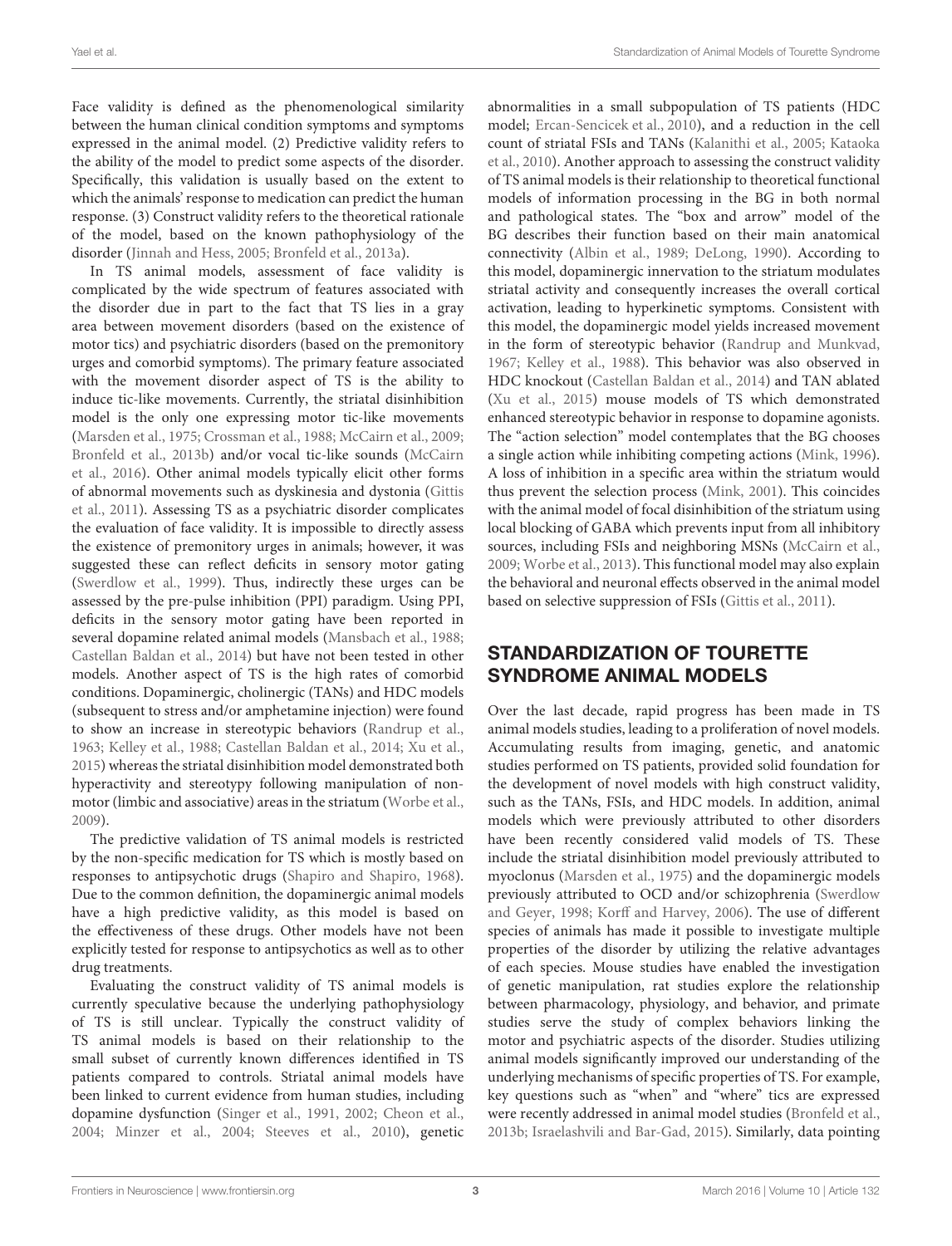Face validity is defined as the phenomenological similarity between the human clinical condition symptoms and symptoms expressed in the animal model. (2) Predictive validity refers to the ability of the model to predict some aspects of the disorder. Specifically, this validation is usually based on the extent to which the animals' response to medication can predict the human response. (3) Construct validity refers to the theoretical rationale of the model, based on the known pathophysiology of the disorder (Jinnah and Hess, 2005; Bronfeld et al., 2013a).

In TS animal models, assessment of face validity is complicated by the wide spectrum of features associated with the disorder due in part to the fact that TS lies in a gray area between movement disorders (based on the existence of motor tics) and psychiatric disorders (based on the premonitory urges and comorbid symptoms). The primary feature associated with the movement disorder aspect of TS is the ability to induce tic-like movements. Currently, the striatal disinhibition model is the only one expressing motor tic-like movements (Marsden et al., 1975; Crossman et al., 1988; McCairn et al., 2009; Bronfeld et al., 2013b) and/or vocal tic-like sounds (McCairn et al., 2016). Other animal models typically elicit other forms of abnormal movements such as dyskinesia and dystonia (Gittis et al., 2011). Assessing TS as a psychiatric disorder complicates the evaluation of face validity. It is impossible to directly assess the existence of premonitory urges in animals; however, it was suggested these can reflect deficits in sensory motor gating (Swerdlow et al., 1999). Thus, indirectly these urges can be assessed by the pre-pulse inhibition (PPI) paradigm. Using PPI, deficits in the sensory motor gating have been reported in several dopamine related animal models (Mansbach et al., 1988; Castellan Baldan et al., 2014) but have not been tested in other models. Another aspect of TS is the high rates of comorbid conditions. Dopaminergic, cholinergic (TANs) and HDC models (subsequent to stress and/or amphetamine injection) were found to show an increase in stereotypic behaviors (Randrup et al., 1963; Kelley et al., 1988; Castellan Baldan et al., 2014; Xu et al., 2015) whereas the striatal disinhibition model demonstrated both hyperactivity and stereotypy following manipulation of non-motor (limbic and associative) areas in the striatum (Worbe et al., 2009).

The predictive validation of TS animal models is restricted by the non-specific medication for TS which is mostly based on responses to antipsychotic drugs (Shapiro and Shapiro, 1968). Due to the common definition, the dopaminergic animal models have a high predictive validity, as this model is based on the effectiveness of these drugs. Other models have not been explicitly tested for response to antipsychotics as well as to other drug treatments.

Evaluating the construct validity of TS animal models is currently speculative because the underlying pathophysiology of TS is still unclear. Typically the construct validity of TS animal models is based on their relationship to the small subset of currently known differences identified in TS patients compared to controls. Striatal animal models have been linked to current evidence from human studies, including dopamine dysfunction (Singer et al., 1991, 2002; Cheon et al., 2004; Minzer et al., 2004; Steeves et al., 2010), genetic abnormalities in a small subpopulation of TS patients (HDC model; Ercan-Sencicek et al., 2010), and a reduction in the cell count of striatal FSIs and TANs (Kalanithi et al., 2005; Kataoka et al., 2010). Another approach to assessing the construct validity of TS animal models is their relationship to theoretical functional models of information processing in the BG in both normal and pathological states. The "box and arrow" model of the BG describes their function based on their main anatomical connectivity (Albin et al., 1989; DeLong, 1990). According to this model, dopaminergic innervation to the striatum modulates striatal activity and consequently increases the overall cortical activation, leading to hyperkinetic symptoms. Consistent with this model, the dopaminergic model yields increased movement in the form of stereotypic behavior (Randrup and Munkvad, 1967; Kelley et al., 1988). This behavior was also observed in HDC knockout (Castellan Baldan et al., 2014) and TAN ablated (Xu et al., 2015) mouse models of TS which demonstrated enhanced stereotypic behavior in response to dopamine agonists. The "action selection" model contemplates that the BG chooses a single action while inhibiting competing actions (Mink, 1996). A loss of inhibition in a specific area within the striatum would thus prevent the selection process (Mink, 2001). This coincides with the animal model of focal disinhibition of the striatum using local blocking of GABA which prevents input from all inhibitory sources, including FSIs and neighboring MSNs (McCairn et al., 2009; Worbe et al., 2013). This functional model may also explain the behavioral and neuronal effects observed in the animal model based on selective suppression of FSIs (Gittis et al., 2011).

## STANDARDIZATION OF TOURETTE SYNDROME ANIMAL MODELS

Over the last decade, rapid progress has been made in TS animal models studies, leading to a proliferation of novel models. Accumulating results from imaging, genetic, and anatomic studies performed on TS patients, provided solid foundation for the development of novel models with high construct validity, such as the TANs, FSIs, and HDC models. In addition, animal models which were previously attributed to other disorders have been recently considered valid models of TS. These include the striatal disinhibition model previously attributed to myoclonus (Marsden et al., 1975) and the dopaminergic models previously attributed to OCD and/or schizophrenia (Swerdlow and Geyer, 1998; Korff and Harvey, 2006). The use of different species of animals has made it possible to investigate multiple properties of the disorder by utilizing the relative advantages of each species. Mouse studies have enabled the investigation of genetic manipulation, rat studies explore the relationship between pharmacology, physiology, and behavior, and primate studies serve the study of complex behaviors linking the motor and psychiatric aspects of the disorder. Studies utilizing animal models significantly improved our understanding of the underlying mechanisms of specific properties of TS. For example, key questions such as "when" and "where" tics are expressed were recently addressed in animal model studies (Bronfeld et al., 2013b; Israelashvili and Bar-Gad, 2015). Similarly, data pointing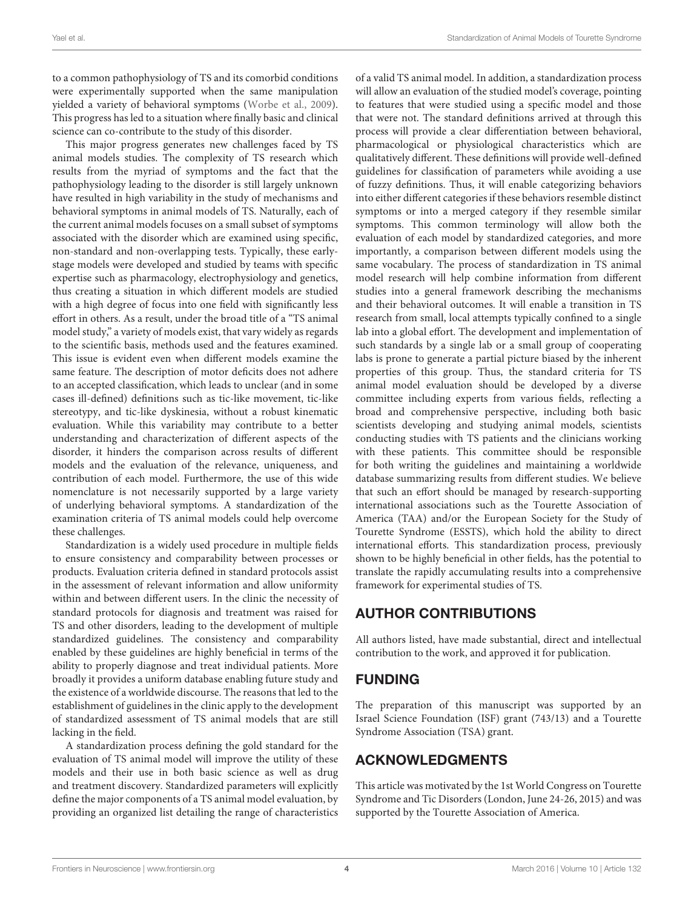to a common pathophysiology of TS and its comorbid conditions were experimentally supported when the same manipulation yielded a variety of behavioral symptoms (Worbe et al., 2009). This progress has led to a situation where finally basic and clinical science can co-contribute to the study of this disorder.

This major progress generates new challenges faced by TS animal models studies. The complexity of TS research which results from the myriad of symptoms and the fact that the pathophysiology leading to the disorder is still largely unknown have resulted in high variability in the study of mechanisms and behavioral symptoms in animal models of TS. Naturally, each of the current animal models focuses on a small subset of symptoms associated with the disorder which are examined using specific, non-standard and non-overlapping tests. Typically, these early-stage models were developed and studied by teams with specific expertise such as pharmacology, electrophysiology and genetics, thus creating a situation in which different models are studied with a high degree of focus into one field with significantly less effort in others. As a result, under the broad title of a "TS animal model study," a variety of models exist, that vary widely as regards to the scientific basis, methods used and the features examined. This issue is evident even when different models examine the same feature. The description of motor deficits does not adhere to an accepted classification, which leads to unclear (and in some cases ill-defined) definitions such as tic-like movement, tic-like stereotypy, and tic-like dyskinesia, without a robust kinematic evaluation. While this variability may contribute to a better understanding and characterization of different aspects of the disorder, it hinders the comparison across results of different models and the evaluation of the relevance, uniqueness, and contribution of each model. Furthermore, the use of this wide nomenclature is not necessarily supported by a large variety of underlying behavioral symptoms. A standardization of the examination criteria of TS animal models could help overcome these challenges.

Standardization is a widely used procedure in multiple fields to ensure consistency and comparability between processes or products. Evaluation criteria defined in standard protocols assist in the assessment of relevant information and allow uniformity within and between different users. In the clinic the necessity of standard protocols for diagnosis and treatment was raised for TS and other disorders, leading to the development of multiple standardized guidelines. The consistency and comparability enabled by these guidelines are highly beneficial in terms of the ability to properly diagnose and treat individual patients. More broadly it provides a uniform database enabling future study and the existence of a worldwide discourse. The reasons that led to the establishment of guidelines in the clinic apply to the development of standardized assessment of TS animal models that are still lacking in the field.

A standardization process defining the gold standard for the evaluation of TS animal model will improve the utility of these models and their use in both basic science as well as drug and treatment discovery. Standardized parameters will explicitly define the major components of a TS animal model evaluation, by providing an organized list detailing the range of characteristics of a valid TS animal model. In addition, a standardization process will allow an evaluation of the studied model's coverage, pointing to features that were studied using a specific model and those that were not. The standard definitions arrived at through this process will provide a clear differentiation between behavioral, pharmacological or physiological characteristics which are qualitatively different. These definitions will provide well-defined guidelines for classification of parameters while avoiding a use of fuzzy definitions. Thus, it will enable categorizing behaviors into either different categories if these behaviors resemble distinct symptoms or into a merged category if they resemble similar symptoms. This common terminology will allow both the evaluation of each model by standardized categories, and more importantly, a comparison between different models using the same vocabulary. The process of standardization in TS animal model research will help combine information from different studies into a general framework describing the mechanisms and their behavioral outcomes. It will enable a transition in TS research from small, local attempts typically confined to a single lab into a global effort. The development and implementation of such standards by a single lab or a small group of cooperating labs is prone to generate a partial picture biased by the inherent properties of this group. Thus, the standard criteria for TS animal model evaluation should be developed by a diverse committee including experts from various fields, reflecting a broad and comprehensive perspective, including both basic scientists developing and studying animal models, scientists conducting studies with TS patients and the clinicians working with these patients. This committee should be responsible for both writing the guidelines and maintaining a worldwide database summarizing results from different studies. We believe that such an effort should be managed by research-supporting international associations such as the Tourette Association of America (TAA) and/or the European Society for the Study of Tourette Syndrome (ESSTS), which hold the ability to direct international efforts. This standardization process, previously shown to be highly beneficial in other fields, has the potential to translate the rapidly accumulating results into a comprehensive framework for experimental studies of TS.

## AUTHOR CONTRIBUTIONS

All authors listed, have made substantial, direct and intellectual contribution to the work, and approved it for publication.

## FUNDING

The preparation of this manuscript was supported by an Israel Science Foundation (ISF) grant (743/13) and a Tourette Syndrome Association (TSA) grant.

## ACKNOWLEDGMENTS

This article was motivated by the 1st World Congress on Tourette Syndrome and Tic Disorders (London, June 24-26, 2015) and was supported by the Tourette Association of America.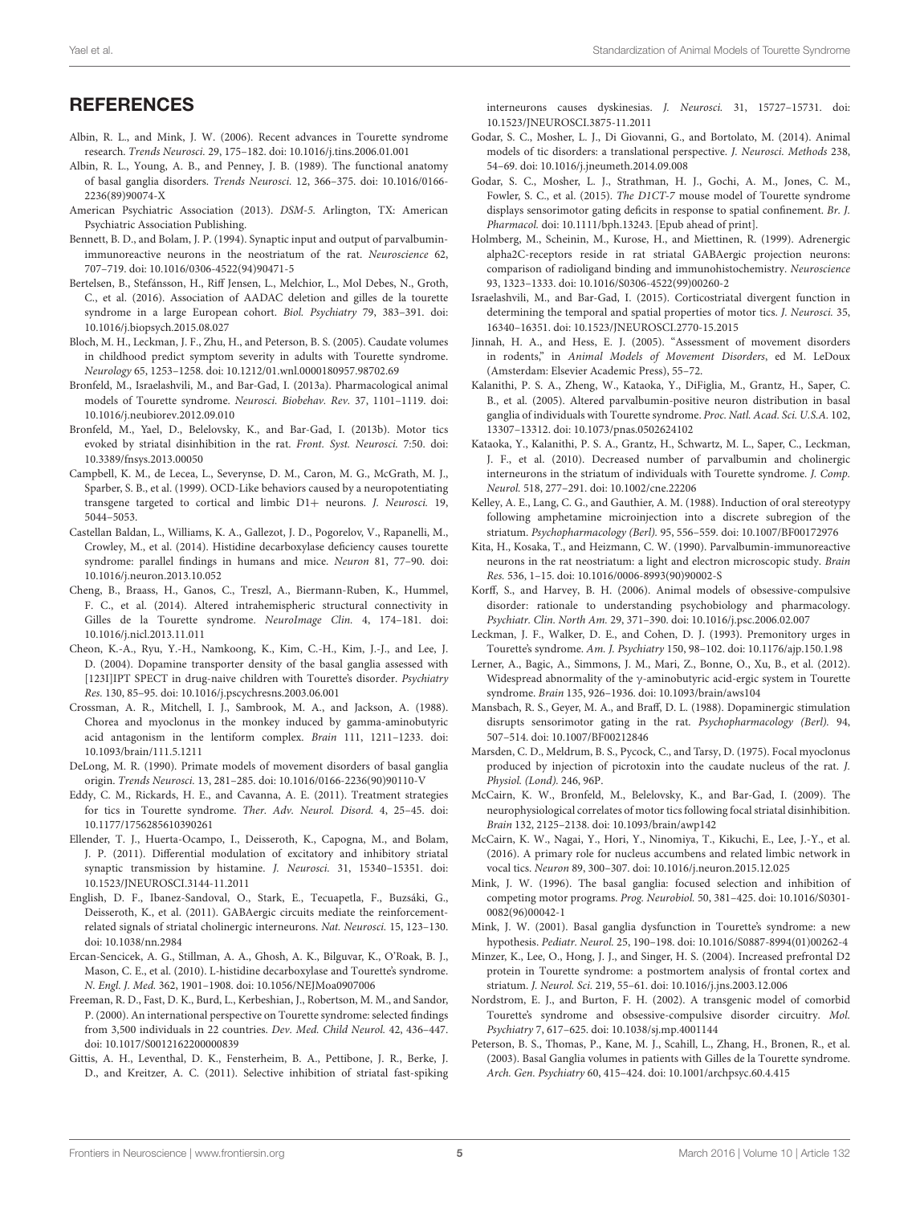## REFERENCES

Albin, R. L., and Mink, J. W. (2006). Recent advances in Tourette syndrome research. *Trends Neurosci.* 29, 175–182. doi: 10.1016/j.tins.2006.01.001

Albin, R. L., Young, A. B., and Penney, J. B. (1989). The functional anatomy of basal ganglia disorders. *Trends Neurosci.* 12, 366–375. doi: 10.1016/0166-2236(89)90074-X

American Psychiatric Association (2013). *DSM-5*. Arlington, TX: American Psychiatric Association Publishing.

Bennett, B. D., and Bolam, J. P. (1994). Synaptic input and output of parvalbumin-immunoreactive neurons in the neostriatum of the rat. *Neuroscience* 62, 707–719. doi: 10.1016/0306-4522(94)90471-5

Bertelsen, B., Stefánsson, H., Riff Jensen, L., Melchior, L., Mol Debes, N., Groth, C., et al. (2016). Association of AADAC deletion and gilles de la tourette syndrome in a large European cohort. *Biol. Psychiatry* 79, 383–391. doi: 10.1016/j.biopsych.2015.08.027

Bloch, M. H., Leckman, J. F., Zhu, H., and Peterson, B. S. (2005). Caudate volumes in childhood predict symptom severity in adults with Tourette syndrome. *Neurology* 65, 1253–1258. doi: 10.1212/01.wnl.0000180957.98702.69

Bronfeld, M., Israelashvili, M., and Bar-Gad, I. (2013a). Pharmacological animal models of Tourette syndrome. *Neurosci. Biobehav. Rev.* 37, 1101–1119. doi: 10.1016/j.neubiorev.2012.09.010

Bronfeld, M., Yael, D., Belelovsky, K., and Bar-Gad, I. (2013b). Motor tics evoked by striatal disinhibition in the rat. *Front. Syst. Neurosci.* 7:50. doi: 10.3389/fnsys.2013.00050

Campbell, K. M., de Lecea, L., Severynse, D. M., Caron, M. G., McGrath, M. J., Sparber, S. B., et al. (1999). OCD-Like behaviors caused by a neuropotentiating transgene targeted to cortical and limbic D1+ neurons. *J. Neurosci.* 19, 5044–5053.

Castellan Baldan, L., Williams, K. A., Gallezot, J. D., Pogorelov, V., Rapanelli, M., Crowley, M., et al. (2014). Histidine decarboxylase deficiency causes tourette syndrome: parallel findings in humans and mice. *Neuron* 81, 77–90. doi: 10.1016/j.neuron.2013.10.052

Cheng, B., Braass, H., Ganos, C., Treszl, A., Biermann-Ruben, K., Hummel, F. C., et al. (2014). Altered intrahemispheric structural connectivity in Gilles de la Tourette syndrome. *NeuroImage Clin.* 4, 174–181. doi: 10.1016/j.nicl.2013.11.011

Cheon, K.-A., Ryu, Y.-H., Namkoong, K., Kim, C.-H., Kim, J.-J., and Lee, J. D. (2004). Dopamine transporter density of the basal ganglia assessed with [123I]IPT SPECT in drug-naive children with Tourette's disorder. *Psychiatry Res.* 130, 85–95. doi: 10.1016/j.pscychresns.2003.06.001

Crossman, A. R., Mitchell, I. J., Sambrook, M. A., and Jackson, A. (1988). Chorea and myoclonus in the monkey induced by gamma-aminobutyric acid antagonism in the lentiform complex. *Brain* 111, 1211–1233. doi: 10.1093/brain/111.5.1211

DeLong, M. R. (1990). Primate models of movement disorders of basal ganglia origin. *Trends Neurosci.* 13, 281–285. doi: 10.1016/0166-2236(90)90110-V

Eddy, C. M., Rickards, H. E., and Cavanna, A. E. (2011). Treatment strategies for tics in Tourette syndrome. *Ther. Adv. Neurol. Disord.* 4, 25–45. doi: 10.1177/1756285610390261

Ellender, T. J., Huerta-Ocampo, I., Deisseroth, K., Capogna, M., and Bolam, J. P. (2011). Differential modulation of excitatory and inhibitory striatal synaptic transmission by histamine. *J. Neurosci.* 31, 15340–15351. doi: 10.1523/JNEUROSCI.3144-11.2011

English, D. F., Ibanez-Sandoval, O., Stark, E., Tecuapetla, F., Buzsáki, G., Deisseroth, K., et al. (2011). GABAergic circuits mediate the reinforcement-related signals of striatal cholinergic interneurons. *Nat. Neurosci.* 15, 123–130. doi: 10.1038/nn.2984

Ercan-Sencicek, A. G., Stillman, A. A., Ghosh, A. K., Bilguvar, K., O'Roak, B. J., Mason, C. E., et al. (2010). L-histidine decarboxylase and Tourette's syndrome. *N. Engl. J. Med.* 362, 1901–1908. doi: 10.1056/NEJMoa0907006

Freeman, R. D., Fast, D. K., Burd, L., Kerbeshian, J., Robertson, M. M., and Sandor, P. (2000). An international perspective on Tourette syndrome: selected findings from 3,500 individuals in 22 countries. *Dev. Med. Child Neurol.* 42, 436–447. doi: 10.1017/S0012162200000839

Gittis, A. H., Leventhal, D. K., Fensterheim, B. A., Pettibone, J. R., Berke, J. D., and Kreitzer, A. C. (2011). Selective inhibition of striatal fast-spiking interneurons causes dyskinesias. *J. Neurosci.* 31, 15727–15731. doi: 10.1523/JNEUROSCI.3875-11.2011

Godar, S. C., Mosher, L. J., Di Giovanni, G., and Bortolato, M. (2014). Animal models of tic disorders: a translational perspective. *J. Neurosci. Methods* 238, 54–69. doi: 10.1016/j.jneumeth.2014.09.008

Godar, S. C., Mosher, L. J., Strathman, H. J., Gochi, A. M., Jones, C. M., Fowler, S. C., et al. (2015). *The D1CT-7* mouse model of Tourette syndrome displays sensorimotor gating deficits in response to spatial confinement. *Br. J. Pharmacol.* doi: 10.1111/bph.13243. [Epub ahead of print].

Holmberg, M., Scheinin, M., Kurose, H., and Miettinen, R. (1999). Adrenergic alpha2C-receptors reside in rat striatal GABAergic projection neurons: comparison of radioligand binding and immunohistochemistry. *Neuroscience* 93, 1323–1333. doi: 10.1016/S0306-4522(99)00260-2

Israelashvili, M., and Bar-Gad, I. (2015). Corticostriatal divergent function in determining the temporal and spatial properties of motor tics. *J. Neurosci.* 35, 16340–16351. doi: 10.1523/JNEUROSCI.2770-15.2015

Jinnah, H. A., and Hess, E. J. (2005). "Assessment of movement disorders in rodents," in *Animal Models of Movement Disorders*, ed M. LeDoux (Amsterdam: Elsevier Academic Press), 55–72.

Kalanithi, P. S. A., Zheng, W., Kataoka, Y., DiFiglia, M., Grantz, H., Saper, C. B., et al. (2005). Altered parvalbumin-positive neuron distribution in basal ganglia of individuals with Tourette syndrome. *Proc. Natl. Acad. Sci. U.S.A.* 102, 13307–13312. doi: 10.1073/pnas.0502624102

Kataoka, Y., Kalanithi, P. S. A., Grantz, H., Schwartz, M. L., Saper, C., Leckman, J. F., et al. (2010). Decreased number of parvalbumin and cholinergic interneurons in the striatum of individuals with Tourette syndrome. *J. Comp. Neurol.* 518, 277–291. doi: 10.1002/cne.22206

Kelley, A. E., Lang, C. G., and Gauthier, A. M. (1988). Induction of oral stereotypy following amphetamine microinjection into a discrete subregion of the striatum. *Psychopharmacology (Berl).* 95, 556–559. doi: 10.1007/BF00172976

Kita, H., Kosaka, T., and Heizmann, C. W. (1990). Parvalbumin-immunoreactive neurons in the rat neostriatum: a light and electron microscopic study. *Brain Res.* 536, 1–15. doi: 10.1016/0006-8993(90)90002-S

Korff, S., and Harvey, B. H. (2006). Animal models of obsessive-compulsive disorder: rationale to understanding psychobiology and pharmacology. *Psychiatr. Clin. North Am.* 29, 371–390. doi: 10.1016/j.psc.2006.02.007

Leckman, J. F., Walker, D. E., and Cohen, D. J. (1993). Premonitory urges in Tourette's syndrome. *Am. J. Psychiatry* 150, 98–102. doi: 10.1176/ajp.150.1.98

Lerner, A., Bagic, A., Simmons, J. M., Mari, Z., Bonne, O., Xu, B., et al. (2012). Widespread abnormality of the γ-aminobutyric acid-ergic system in Tourette syndrome. *Brain* 135, 926–1936. doi: 10.1093/brain/aws104

Mansbach, R. S., Geyer, M. A., and Braff, D. L. (1988). Dopaminergic stimulation disrupts sensorimotor gating in the rat. *Psychopharmacology (Berl).* 94, 507–514. doi: 10.1007/BF00212846

Marsden, C. D., Meldrum, B. S., Pycock, C., and Tarsy, D. (1975). Focal myoclonus produced by injection of picrotoxin into the caudate nucleus of the rat. *J. Physiol. (Lond).* 246, 96P.

McCairn, K. W., Bronfeld, M., Belelovsky, K., and Bar-Gad, I. (2009). The neurophysiological correlates of motor tics following focal striatal disinhibition. *Brain* 132, 2125–2138. doi: 10.1093/brain/awp142

McCairn, K. W., Nagai, Y., Hori, Y., Ninomiya, T., Kikuchi, E., Lee, J.-Y., et al. (2016). A primary role for nucleus accumbens and related limbic network in vocal tics. *Neuron* 89, 300–307. doi: 10.1016/j.neuron.2015.12.025

Mink, J. W. (1996). The basal ganglia: focused selection and inhibition of competing motor programs. *Prog. Neurobiol.* 50, 381–425. doi: 10.1016/S0301-0082(96)00042-1

Mink, J. W. (2001). Basal ganglia dysfunction in Tourette's syndrome: a new hypothesis. *Pediatr. Neurol.* 25, 190–198. doi: 10.1016/S0887-8994(01)00262-4

Minzer, K., Lee, O., Hong, J. J., and Singer, H. S. (2004). Increased prefrontal D2 protein in Tourette syndrome: a postmortem analysis of frontal cortex and striatum. *J. Neurol. Sci.* 219, 55–61. doi: 10.1016/j.jns.2003.12.006

Nordstrom, E. J., and Burton, F. H. (2002). A transgenic model of comorbid Tourette's syndrome and obsessive-compulsive disorder circuitry. *Mol. Psychiatry* 7, 617–625. doi: 10.1038/sj.mp.4001144

Peterson, B. S., Thomas, P., Kane, M. J., Scahill, L., Zhang, H., Bronen, R., et al. (2003). Basal Ganglia volumes in patients with Gilles de la Tourette syndrome. *Arch. Gen. Psychiatry* 60, 415–424. doi: 10.1001/archpsyc.60.4.415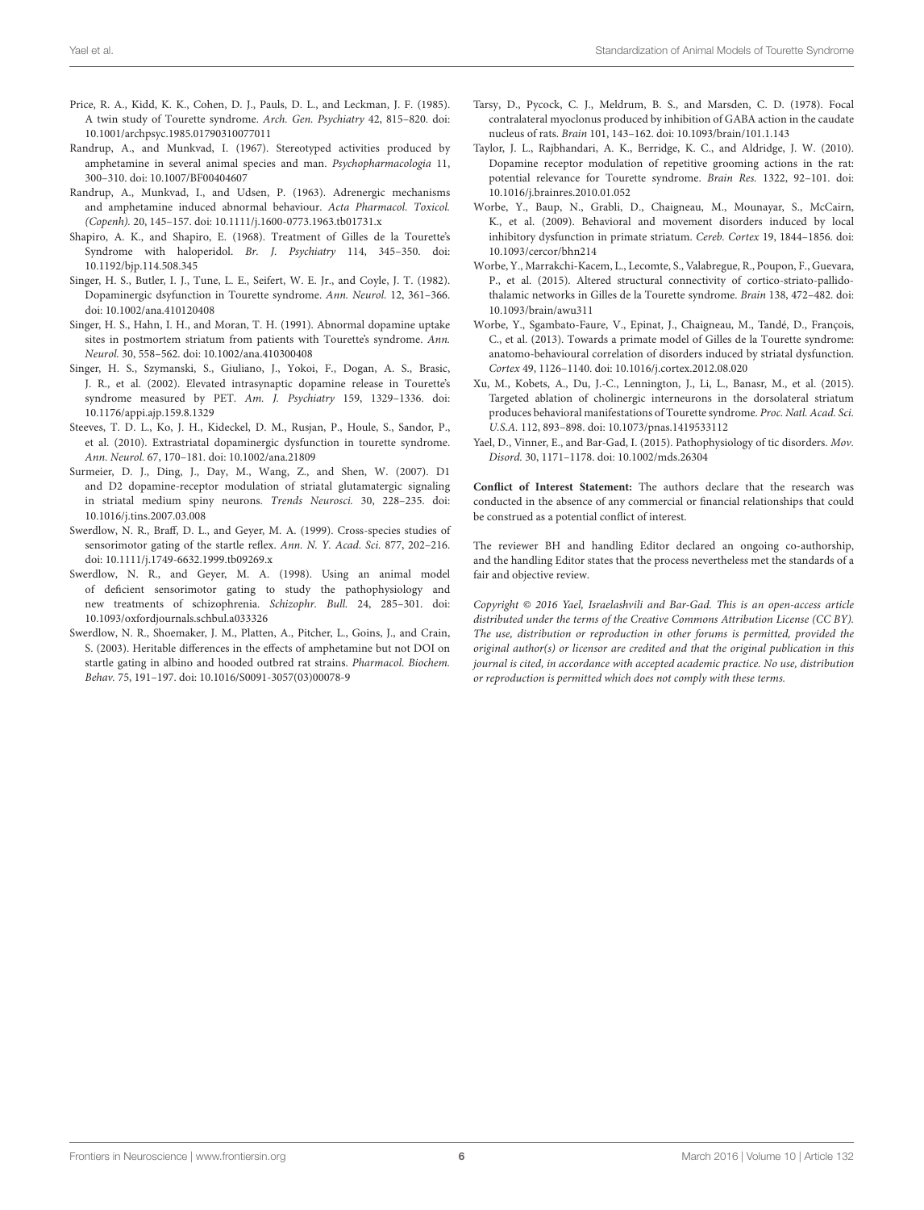Price, R. A., Kidd, K. K., Cohen, D. J., Pauls, D. L., and Leckman, J. F. (1985). A twin study of Tourette syndrome. *Arch. Gen. Psychiatry* 42, 815–820. doi: 10.1001/archpsyc.1985.01790310077011

Randrup, A., and Munkvad, I. (1967). Stereotyped activities produced by amphetamine in several animal species and man. *Psychopharmacologia* 11, 300–310. doi: 10.1007/BF00404607

Randrup, A., Munkvad, I., and Udsen, P. (1963). Adrenergic mechanisms and amphetamine induced abnormal behaviour. *Acta Pharmacol. Toxicol. (Copenh).* 20, 145–157. doi: 10.1111/j.1600-0773.1963.tb01731.x

Shapiro, A. K., and Shapiro, E. (1968). Treatment of Gilles de la Tourette's Syndrome with haloperidol. *Br. J. Psychiatry* 114, 345–350. doi: 10.1192/bjp.114.508.345

Singer, H. S., Butler, I. J., Tune, L. E., Seifert, W. E. Jr., and Coyle, J. T. (1982). Dopaminergic dsyfunction in Tourette syndrome. *Ann. Neurol.* 12, 361–366. doi: 10.1002/ana.410120408

Singer, H. S., Hahn, I. H., and Moran, T. H. (1991). Abnormal dopamine uptake sites in postmortem striatum from patients with Tourette's syndrome. *Ann. Neurol.* 30, 558–562. doi: 10.1002/ana.410300408

Singer, H. S., Szymanski, S., Giuliano, J., Yokoi, F., Dogan, A. S., Brasic, J. R., et al. (2002). Elevated intrasynaptic dopamine release in Tourette's syndrome measured by PET. *Am. J. Psychiatry* 159, 1329–1336. doi: 10.1176/appi.ajp.159.8.1329

Steeves, T. D. L., Ko, J. H., Kideckel, D. M., Rusjan, P., Houle, S., Sandor, P., et al. (2010). Extrastriatal dopaminergic dysfunction in tourette syndrome. *Ann. Neurol.* 67, 170–181. doi: 10.1002/ana.21809

Surmeier, D. J., Ding, J., Day, M., Wang, Z., and Shen, W. (2007). D1 and D2 dopamine-receptor modulation of striatal glutamatergic signaling in striatal medium spiny neurons. *Trends Neurosci.* 30, 228–235. doi: 10.1016/j.tins.2007.03.008

Swerdlow, N. R., Braff, D. L., and Geyer, M. A. (1999). Cross-species studies of sensorimotor gating of the startle reflex. *Ann. N. Y. Acad. Sci.* 877, 202–216. doi: 10.1111/j.1749-6632.1999.tb09269.x

Swerdlow, N. R., and Geyer, M. A. (1998). Using an animal model of deficient sensorimotor gating to study the pathophysiology and new treatments of schizophrenia. *Schizophr. Bull.* 24, 285–301. doi: 10.1093/oxfordjournals.schbul.a033326

Swerdlow, N. R., Shoemaker, J. M., Platten, A., Pitcher, L., Goins, J., and Crain, S. (2003). Heritable differences in the effects of amphetamine but not DOI on startle gating in albino and hooded outbred rat strains. *Pharmacol. Biochem. Behav.* 75, 191–197. doi: 10.1016/S0091-3057(03)00078-9

Tarsy, D., Pycock, C. J., Meldrum, B. S., and Marsden, C. D. (1978). Focal contralateral myoclonus produced by inhibition of GABA action in the caudate nucleus of rats. *Brain* 101, 143–162. doi: 10.1093/brain/101.1.143

Taylor, J. L., Rajbhandari, A. K., Berridge, K. C., and Aldridge, J. W. (2010). Dopamine receptor modulation of repetitive grooming actions in the rat: potential relevance for Tourette syndrome. *Brain Res.* 1322, 92–101. doi: 10.1016/j.brainres.2010.01.052

Worbe, Y., Baup, N., Grabli, D., Chaigneau, M., Mounayar, S., McCairn, K., et al. (2009). Behavioral and movement disorders induced by local inhibitory dysfunction in primate striatum. *Cereb. Cortex* 19, 1844–1856. doi: 10.1093/cercor/bhn214

Worbe, Y., Marrakchi-Kacem, L., Lecomte, S., Valabregue, R., Poupon, F., Guevara, P., et al. (2015). Altered structural connectivity of cortico-striato-pallido-thalamic networks in Gilles de la Tourette syndrome. *Brain* 138, 472–482. doi: 10.1093/brain/awu311

Worbe, Y., Sgambato-Faure, V., Epinat, J., Chaigneau, M., Tandé, D., François, C., et al. (2013). Towards a primate model of Gilles de la Tourette syndrome: anatomo-behavioural correlation of disorders induced by striatal dysfunction. *Cortex* 49, 1126–1140. doi: 10.1016/j.cortex.2012.08.020

Xu, M., Kobets, A., Du, J.-C., Lennington, J., Li, L., Banasr, M., et al. (2015). Targeted ablation of cholinergic interneurons in the dorsolateral striatum produces behavioral manifestations of Tourette syndrome. *Proc. Natl. Acad. Sci. U.S.A.* 112, 893–898. doi: 10.1073/pnas.1419533112

Yael, D., Vinner, E., and Bar-Gad, I. (2015). Pathophysiology of tic disorders. *Mov. Disord.* 30, 1171–1178. doi: 10.1002/mds.26304

**Conflict of Interest Statement:** The authors declare that the research was conducted in the absence of any commercial or financial relationships that could be construed as a potential conflict of interest.

The reviewer BH and handling Editor declared an ongoing co-authorship, and the handling Editor states that the process nevertheless met the standards of a fair and objective review.

*Copyright © 2016 Yael, Israelashvili and Bar-Gad. This is an open-access article distributed under the terms of the Creative Commons Attribution License (CC BY). The use, distribution or reproduction in other forums is permitted, provided the original author(s) or licensor are credited and that the original publication in this journal is cited, in accordance with accepted academic practice. No use, distribution or reproduction is permitted which does not comply with these terms.*